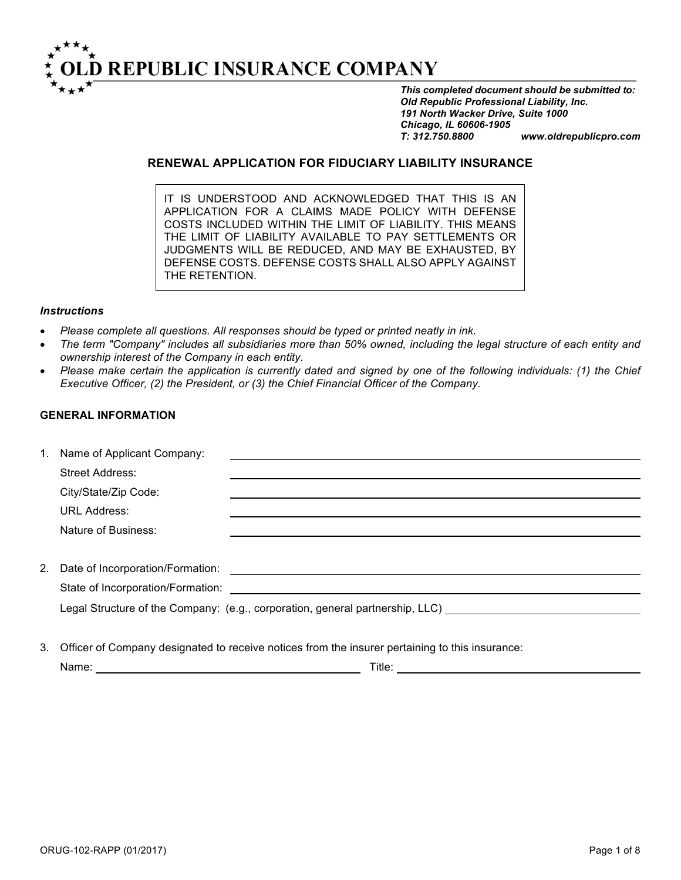# OLD REPUBLIC INSURANCE COMPANY

***This completed document should be submitted to:***
***Old Republic Professional Liability, Inc.***
***191 North Wacker Drive, Suite 1000***
***Chicago, IL 60606-1905***
***T: 312.750.8800 www.oldrepublicpro.com***

## RENEWAL APPLICATION FOR FIDUCIARY LIABILITY INSURANCE

IT IS UNDERSTOOD AND ACKNOWLEDGED THAT THIS IS AN APPLICATION FOR A CLAIMS MADE POLICY WITH DEFENSE COSTS INCLUDED WITHIN THE LIMIT OF LIABILITY. THIS MEANS THE LIMIT OF LIABILITY AVAILABLE TO PAY SETTLEMENTS OR JUDGMENTS WILL BE REDUCED, AND MAY BE EXHAUSTED, BY DEFENSE COSTS. DEFENSE COSTS SHALL ALSO APPLY AGAINST THE RETENTION.

***Instructions***

- *Please complete all questions. All responses should be typed or printed neatly in ink.*
- *The term "Company" includes all subsidiaries more than 50% owned, including the legal structure of each entity and ownership interest of the Company in each entity.*
- *Please make certain the application is currently dated and signed by one of the following individuals: (1) the Chief Executive Officer, (2) the President, or (3) the Chief Financial Officer of the Company.*

### GENERAL INFORMATION

1. Name of Applicant Company: ______________________

   Street Address: ______________________

   City/State/Zip Code: ______________________

   URL Address: ______________________

   Nature of Business: ______________________

2. Date of Incorporation/Formation: ______________________

   State of Incorporation/Formation: ______________________

   Legal Structure of the Company: (e.g., corporation, general partnership, LLC) ______________________

3. Officer of Company designated to receive notices from the insurer pertaining to this insurance:

   Name: ______________________ Title: ______________________

ORUG-102-RAPP (01/2017)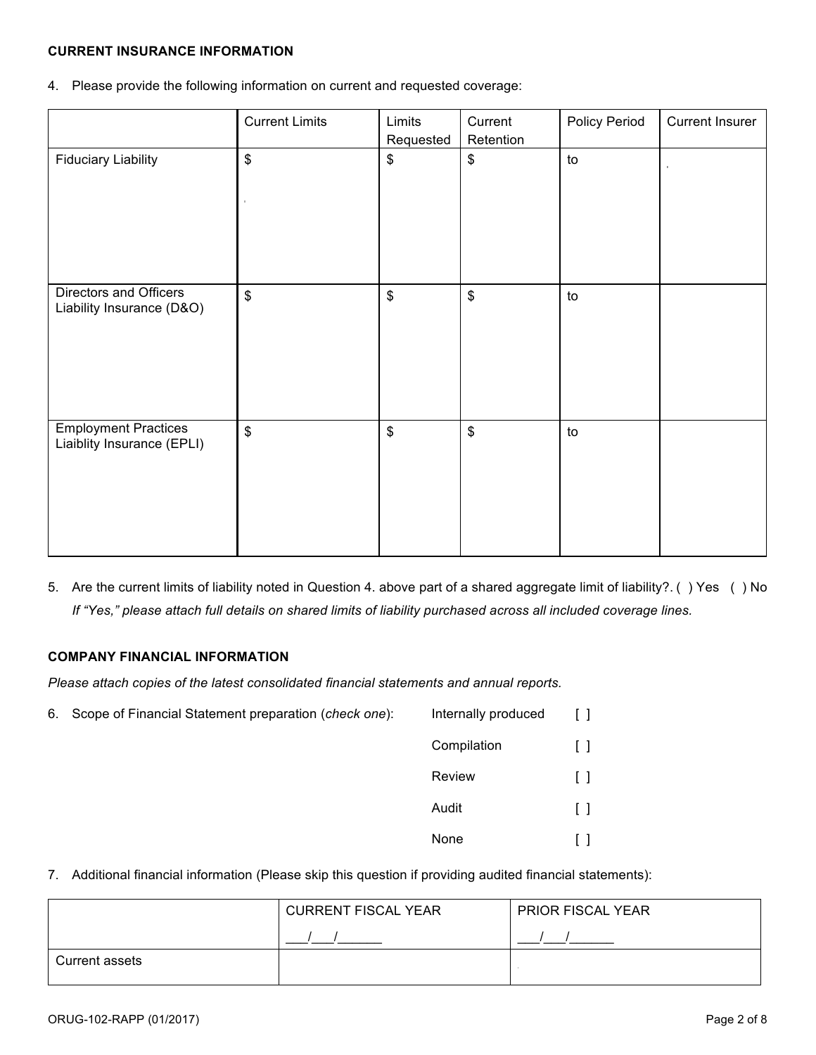**CURRENT INSURANCE INFORMATION**

4. Please provide the following information on current and requested coverage:

| | Current Limits | Limits Requested | Current Retention | Policy Period | Current Insurer |
|---|---|---|---|---|---|
| Fiduciary Liability | $ | $ | $ | to | |
| Directors and Officers Liability Insurance (D&O) | $ | $ | $ | to | |
| Employment Practices Liaiblity Insurance (EPLI) | $ | $ | $ | to | |

5. Are the current limits of liability noted in Question 4. above part of a shared aggregate limit of liability?. ( ) Yes ( ) No
   *If "Yes," please attach full details on shared limits of liability purchased across all included coverage lines.*

**COMPANY FINANCIAL INFORMATION**

*Please attach copies of the latest consolidated financial statements and annual reports.*

6. Scope of Financial Statement preparation (*check one*):
   - Internally produced [ ]
   - Compilation [ ]
   - Review [ ]
   - Audit [ ]
   - None [ ]

7. Additional financial information (Please skip this question if providing audited financial statements):

| | CURRENT FISCAL YEAR ___/___/______ | PRIOR FISCAL YEAR ___/___/______ |
|---|---|---|
| Current assets | | |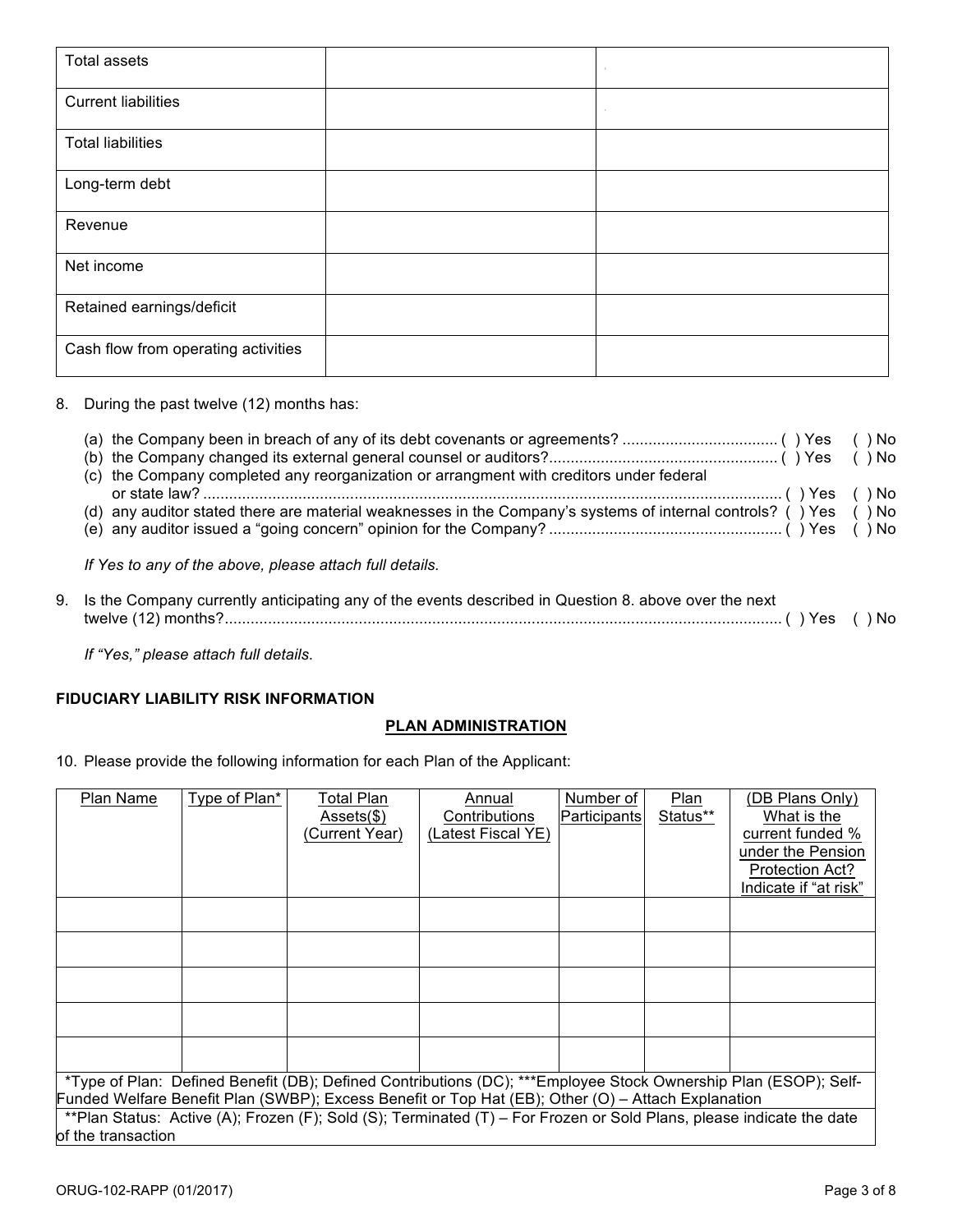| | | |
|---|---|---|
| Total assets | | |
| Current liabilities | | |
| Total liabilities | | |
| Long-term debt | | |
| Revenue | | |
| Net income | | |
| Retained earnings/deficit | | |
| Cash flow from operating activities | | |

8. During the past twelve (12) months has:

   (a) the Company been in breach of any of its debt covenants or agreements? .................................... ( ) Yes ( ) No
   (b) the Company changed its external general counsel or auditors?.................................................... ( ) Yes ( ) No
   (c) the Company completed any reorganization or arrangment with creditors under federal or state law? ..................................................................................................................... ( ) Yes ( ) No
   (d) any auditor stated there are material weaknesses in the Company's systems of internal controls? ( ) Yes ( ) No
   (e) any auditor issued a "going concern" opinion for the Company? ...................................................... ( ) Yes ( ) No

   *If Yes to any of the above, please attach full details.*

9. Is the Company currently anticipating any of the events described in Question 8. above over the next twelve (12) months?.............................................................................................................................. ( ) Yes ( ) No

   *If "Yes," please attach full details.*

**FIDUCIARY LIABILITY RISK INFORMATION**

**PLAN ADMINISTRATION**

10. Please provide the following information for each Plan of the Applicant:

| Plan Name | Type of Plan* | Total Plan Assets($) (Current Year) | Annual Contributions (Latest Fiscal YE) | Number of Participants | Plan Status** | (DB Plans Only) What is the current funded % under the Pension Protection Act? Indicate if "at risk" |
|---|---|---|---|---|---|---|
| | | | | | | |
| | | | | | | |
| | | | | | | |
| | | | | | | |
| | | | | | | |

*Type of Plan: Defined Benefit (DB); Defined Contributions (DC); ***Employee Stock Ownership Plan (ESOP); Self-Funded Welfare Benefit Plan (SWBP); Excess Benefit or Top Hat (EB); Other (O) – Attach Explanation

**Plan Status: Active (A); Frozen (F); Sold (S); Terminated (T) – For Frozen or Sold Plans, please indicate the date of the transaction

ORUG-102-RAPP (01/2017)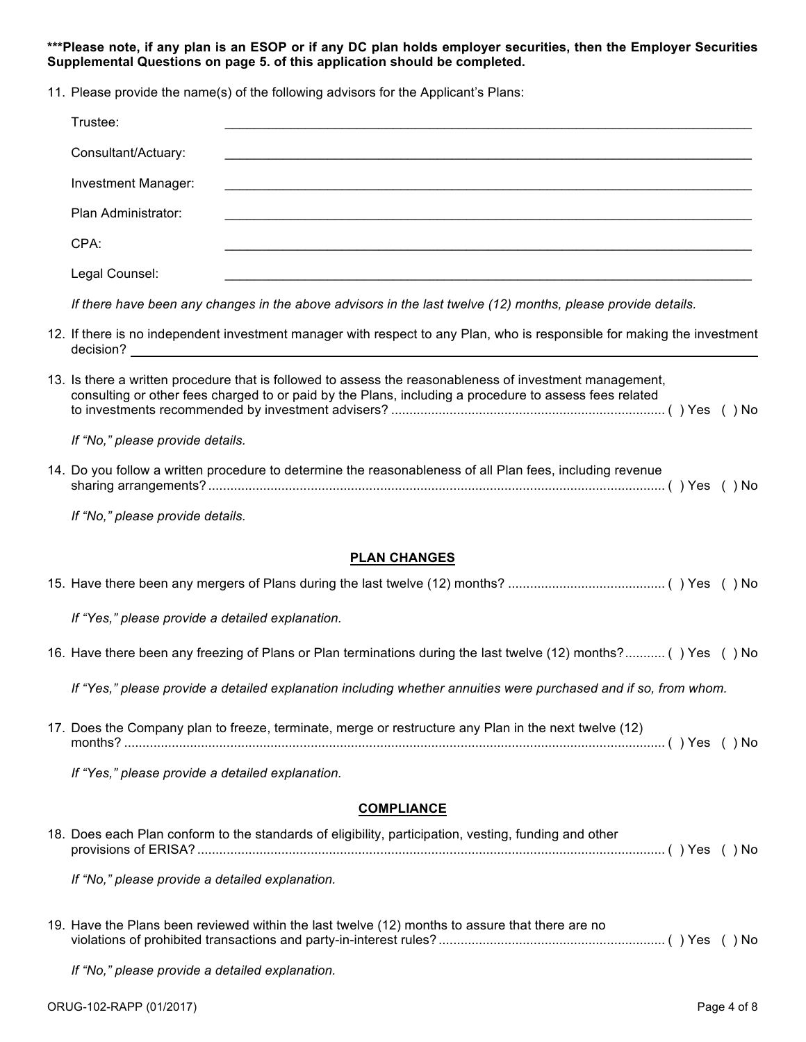**\*\*\*Please note, if any plan is an ESOP or if any DC plan holds employer securities, then the Employer Securities Supplemental Questions on page 5. of this application should be completed.**

11. Please provide the name(s) of the following advisors for the Applicant's Plans:

    Trustee: ______________________________

    Consultant/Actuary: ______________________________

    Investment Manager: ______________________________

    Plan Administrator: ______________________________

    CPA: ______________________________

    Legal Counsel: ______________________________

    *If there have been any changes in the above advisors in the last twelve (12) months, please provide details.*

12. If there is no independent investment manager with respect to any Plan, who is responsible for making the investment decision? ______________________________

13. Is there a written procedure that is followed to assess the reasonableness of investment management, consulting or other fees charged to or paid by the Plans, including a procedure to assess fees related to investments recommended by investment advisers? .......... ( ) Yes ( ) No

    *If "No," please provide details.*

14. Do you follow a written procedure to determine the reasonableness of all Plan fees, including revenue sharing arrangements? .......... ( ) Yes ( ) No

    *If "No," please provide details.*

## PLAN CHANGES

15. Have there been any mergers of Plans during the last twelve (12) months? .......... ( ) Yes ( ) No

    *If "Yes," please provide a detailed explanation.*

16. Have there been any freezing of Plans or Plan terminations during the last twelve (12) months? .......... ( ) Yes ( ) No

    *If "Yes," please provide a detailed explanation including whether annuities were purchased and if so, from whom.*

17. Does the Company plan to freeze, terminate, merge or restructure any Plan in the next twelve (12) months? .......... ( ) Yes ( ) No

    *If "Yes," please provide a detailed explanation.*

## COMPLIANCE

18. Does each Plan conform to the standards of eligibility, participation, vesting, funding and other provisions of ERISA? .......... ( ) Yes ( ) No

    *If "No," please provide a detailed explanation.*

19. Have the Plans been reviewed within the last twelve (12) months to assure that there are no violations of prohibited transactions and party-in-interest rules? .......... ( ) Yes ( ) No

    *If "No," please provide a detailed explanation.*

ORUG-102-RAPP (01/2017)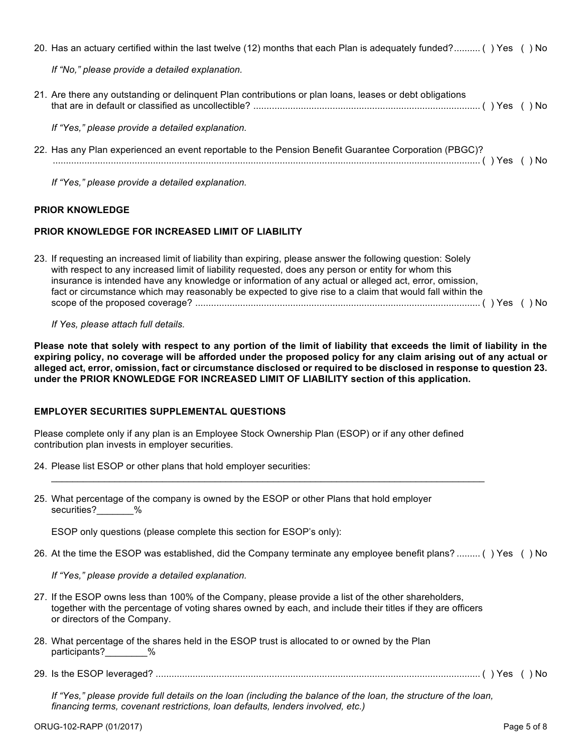20. Has an actuary certified within the last twelve (12) months that each Plan is adequately funded?.......... ( ) Yes ( ) No

    *If "No," please provide a detailed explanation.*

21. Are there any outstanding or delinquent Plan contributions or plan loans, leases or debt obligations that are in default or classified as uncollectible? ...................................................................................... ( ) Yes ( ) No

    *If "Yes," please provide a detailed explanation.*

22. Has any Plan experienced an event reportable to the Pension Benefit Guarantee Corporation (PBGC)? ................................................................................................................................................ ( ) Yes ( ) No

    *If "Yes," please provide a detailed explanation.*

**PRIOR KNOWLEDGE**

**PRIOR KNOWLEDGE FOR INCREASED LIMIT OF LIABILITY**

23. If requesting an increased limit of liability than expiring, please answer the following question: Solely with respect to any increased limit of liability requested, does any person or entity for whom this insurance is intended have any knowledge or information of any actual or alleged act, error, omission, fact or circumstance which may reasonably be expected to give rise to a claim that would fall within the scope of the proposed coverage? ........................................................................................................... ( ) Yes ( ) No

    *If Yes, please attach full details.*

**Please note that solely with respect to any portion of the limit of liability that exceeds the limit of liability in the expiring policy, no coverage will be afforded under the proposed policy for any claim arising out of any actual or alleged act, error, omission, fact or circumstance disclosed or required to be disclosed in response to question 23. under the PRIOR KNOWLEDGE FOR INCREASED LIMIT OF LIABILITY section of this application.**

**EMPLOYER SECURITIES SUPPLEMENTAL QUESTIONS**

Please complete only if any plan is an Employee Stock Ownership Plan (ESOP) or if any other defined contribution plan invests in employer securities.

24. Please list ESOP or other plans that hold employer securities:

    ______________________________________________________________________________________

25. What percentage of the company is owned by the ESOP or other Plans that hold employer securities?_______%

    ESOP only questions (please complete this section for ESOP's only):

26. At the time the ESOP was established, did the Company terminate any employee benefit plans? ......... ( ) Yes ( ) No

    *If "Yes," please provide a detailed explanation.*

27. If the ESOP owns less than 100% of the Company, please provide a list of the other shareholders, together with the percentage of voting shares owned by each, and include their titles if they are officers or directors of the Company.

28. What percentage of the shares held in the ESOP trust is allocated to or owned by the Plan participants?________%

29. Is the ESOP leveraged? .......................................................................................................................... ( ) Yes ( ) No

    *If "Yes," please provide full details on the loan (including the balance of the loan, the structure of the loan, financing terms, covenant restrictions, loan defaults, lenders involved, etc.)*

ORUG-102-RAPP (01/2017)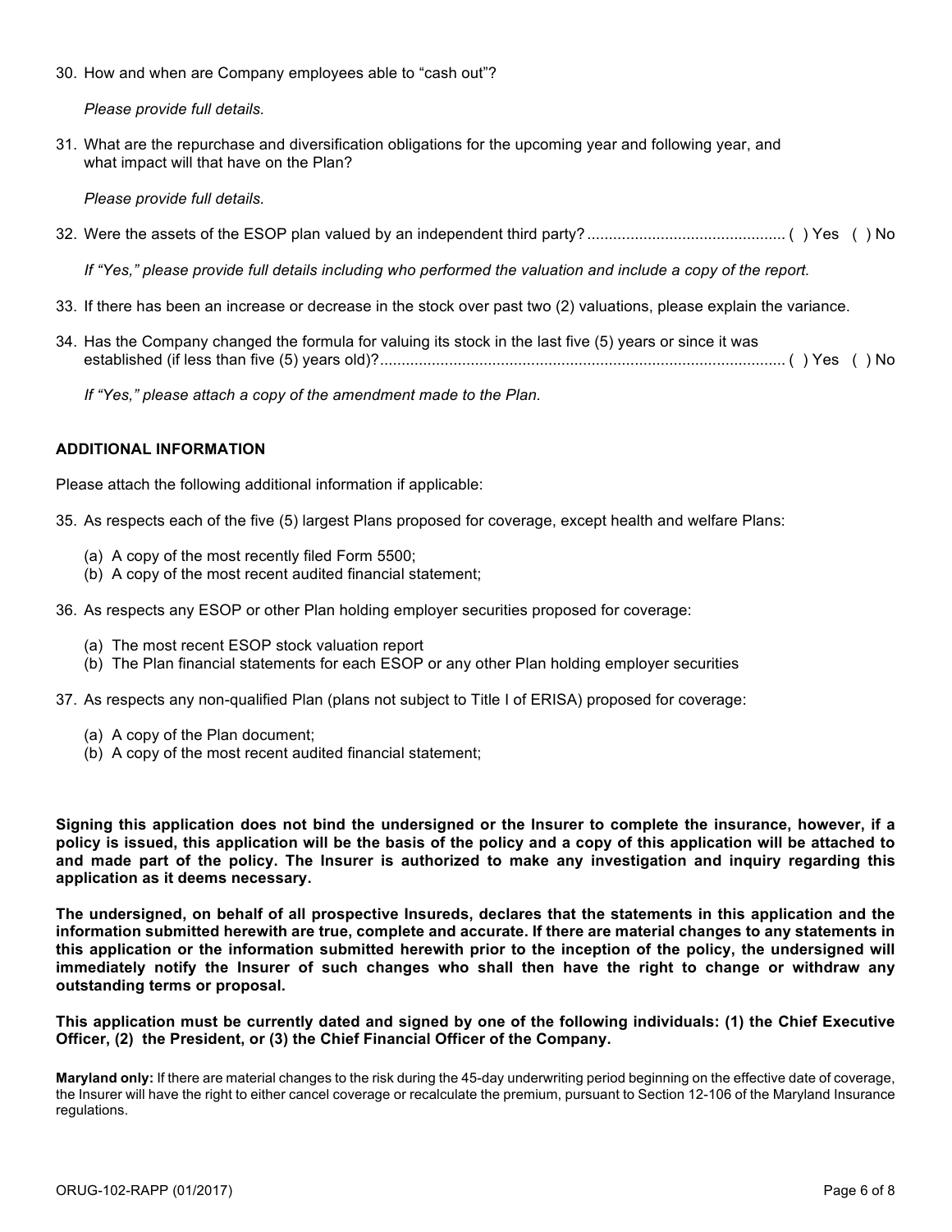30. How and when are Company employees able to "cash out"?

    *Please provide full details.*

31. What are the repurchase and diversification obligations for the upcoming year and following year, and what impact will that have on the Plan?

    *Please provide full details.*

32. Were the assets of the ESOP plan valued by an independent third party? ............................................. ( ) Yes ( ) No

    *If "Yes," please provide full details including who performed the valuation and include a copy of the report.*

33. If there has been an increase or decrease in the stock over past two (2) valuations, please explain the variance.

34. Has the Company changed the formula for valuing its stock in the last five (5) years or since it was established (if less than five (5) years old)? ............................................................................................. ( ) Yes ( ) No

    *If "Yes," please attach a copy of the amendment made to the Plan.*

**ADDITIONAL INFORMATION**

Please attach the following additional information if applicable:

35. As respects each of the five (5) largest Plans proposed for coverage, except health and welfare Plans:

    (a) A copy of the most recently filed Form 5500;
    (b) A copy of the most recent audited financial statement;

36. As respects any ESOP or other Plan holding employer securities proposed for coverage:

    (a) The most recent ESOP stock valuation report
    (b) The Plan financial statements for each ESOP or any other Plan holding employer securities

37. As respects any non-qualified Plan (plans not subject to Title I of ERISA) proposed for coverage:

    (a) A copy of the Plan document;
    (b) A copy of the most recent audited financial statement;

**Signing this application does not bind the undersigned or the Insurer to complete the insurance, however, if a policy is issued, this application will be the basis of the policy and a copy of this application will be attached to and made part of the policy. The Insurer is authorized to make any investigation and inquiry regarding this application as it deems necessary.**

**The undersigned, on behalf of all prospective Insureds, declares that the statements in this application and the information submitted herewith are true, complete and accurate. If there are material changes to any statements in this application or the information submitted herewith prior to the inception of the policy, the undersigned will immediately notify the Insurer of such changes who shall then have the right to change or withdraw any outstanding terms or proposal.**

**This application must be currently dated and signed by one of the following individuals: (1) the Chief Executive Officer, (2) the President, or (3) the Chief Financial Officer of the Company.**

**Maryland only:** If there are material changes to the risk during the 45-day underwriting period beginning on the effective date of coverage, the Insurer will have the right to either cancel coverage or recalculate the premium, pursuant to Section 12-106 of the Maryland Insurance regulations.

ORUG-102-RAPP (01/2017)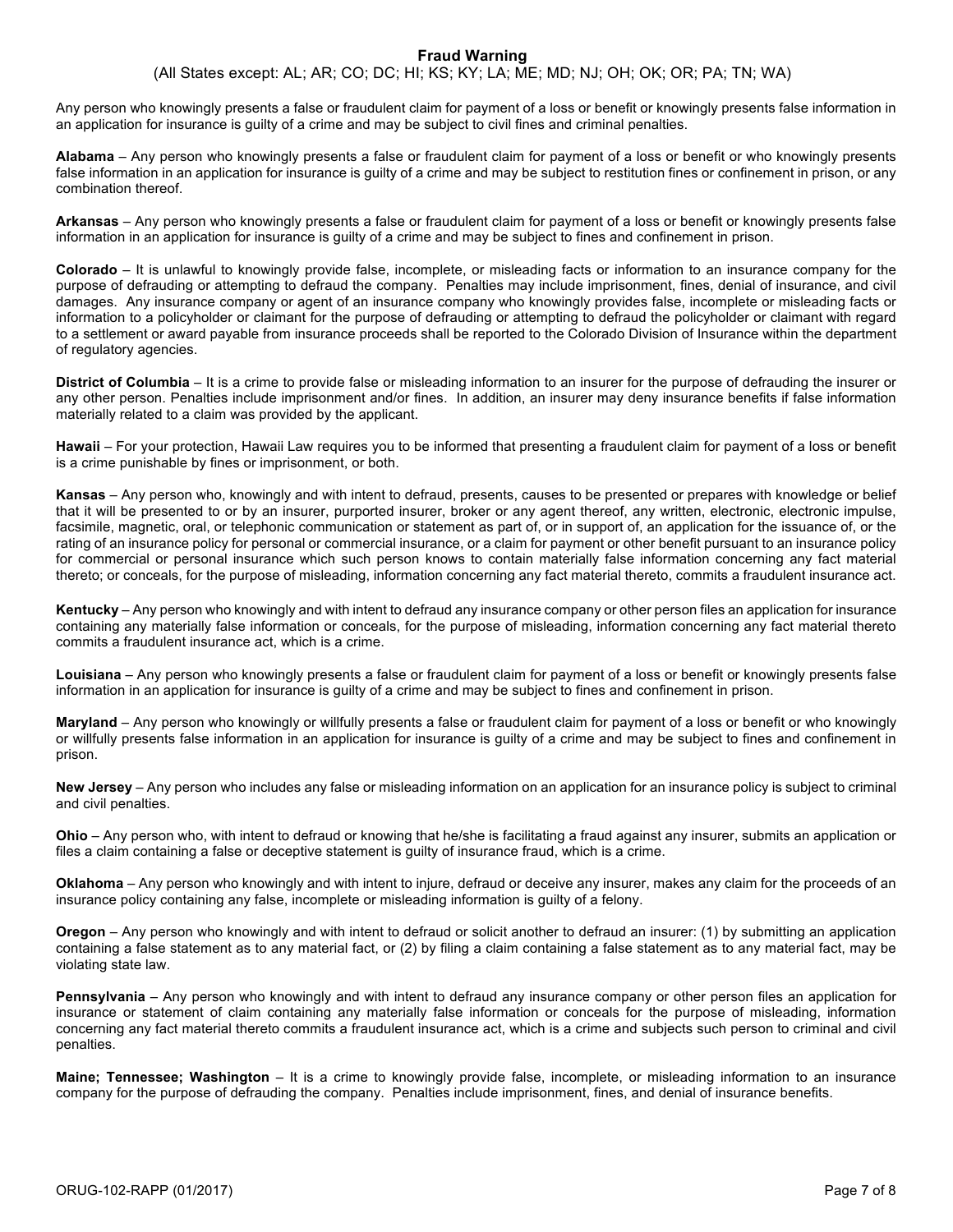## Fraud Warning

(All States except: AL; AR; CO; DC; HI; KS; KY; LA; ME; MD; NJ; OH; OK; OR; PA; TN; WA)

Any person who knowingly presents a false or fraudulent claim for payment of a loss or benefit or knowingly presents false information in an application for insurance is guilty of a crime and may be subject to civil fines and criminal penalties.

**Alabama** – Any person who knowingly presents a false or fraudulent claim for payment of a loss or benefit or who knowingly presents false information in an application for insurance is guilty of a crime and may be subject to restitution fines or confinement in prison, or any combination thereof.

**Arkansas** – Any person who knowingly presents a false or fraudulent claim for payment of a loss or benefit or knowingly presents false information in an application for insurance is guilty of a crime and may be subject to fines and confinement in prison.

**Colorado** – It is unlawful to knowingly provide false, incomplete, or misleading facts or information to an insurance company for the purpose of defrauding or attempting to defraud the company. Penalties may include imprisonment, fines, denial of insurance, and civil damages. Any insurance company or agent of an insurance company who knowingly provides false, incomplete or misleading facts or information to a policyholder or claimant for the purpose of defrauding or attempting to defraud the policyholder or claimant with regard to a settlement or award payable from insurance proceeds shall be reported to the Colorado Division of Insurance within the department of regulatory agencies.

**District of Columbia** – It is a crime to provide false or misleading information to an insurer for the purpose of defrauding the insurer or any other person. Penalties include imprisonment and/or fines. In addition, an insurer may deny insurance benefits if false information materially related to a claim was provided by the applicant.

**Hawaii** – For your protection, Hawaii Law requires you to be informed that presenting a fraudulent claim for payment of a loss or benefit is a crime punishable by fines or imprisonment, or both.

**Kansas** – Any person who, knowingly and with intent to defraud, presents, causes to be presented or prepares with knowledge or belief that it will be presented to or by an insurer, purported insurer, broker or any agent thereof, any written, electronic, electronic impulse, facsimile, magnetic, oral, or telephonic communication or statement as part of, or in support of, an application for the issuance of, or the rating of an insurance policy for personal or commercial insurance, or a claim for payment or other benefit pursuant to an insurance policy for commercial or personal insurance which such person knows to contain materially false information concerning any fact material thereto; or conceals, for the purpose of misleading, information concerning any fact material thereto, commits a fraudulent insurance act.

**Kentucky** – Any person who knowingly and with intent to defraud any insurance company or other person files an application for insurance containing any materially false information or conceals, for the purpose of misleading, information concerning any fact material thereto commits a fraudulent insurance act, which is a crime.

**Louisiana** – Any person who knowingly presents a false or fraudulent claim for payment of a loss or benefit or knowingly presents false information in an application for insurance is guilty of a crime and may be subject to fines and confinement in prison.

**Maryland** – Any person who knowingly or willfully presents a false or fraudulent claim for payment of a loss or benefit or who knowingly or willfully presents false information in an application for insurance is guilty of a crime and may be subject to fines and confinement in prison.

**New Jersey** – Any person who includes any false or misleading information on an application for an insurance policy is subject to criminal and civil penalties.

**Ohio** – Any person who, with intent to defraud or knowing that he/she is facilitating a fraud against any insurer, submits an application or files a claim containing a false or deceptive statement is guilty of insurance fraud, which is a crime.

**Oklahoma** – Any person who knowingly and with intent to injure, defraud or deceive any insurer, makes any claim for the proceeds of an insurance policy containing any false, incomplete or misleading information is guilty of a felony.

**Oregon** – Any person who knowingly and with intent to defraud or solicit another to defraud an insurer: (1) by submitting an application containing a false statement as to any material fact, or (2) by filing a claim containing a false statement as to any material fact, may be violating state law.

**Pennsylvania** – Any person who knowingly and with intent to defraud any insurance company or other person files an application for insurance or statement of claim containing any materially false information or conceals for the purpose of misleading, information concerning any fact material thereto commits a fraudulent insurance act, which is a crime and subjects such person to criminal and civil penalties.

**Maine; Tennessee; Washington** – It is a crime to knowingly provide false, incomplete, or misleading information to an insurance company for the purpose of defrauding the company. Penalties include imprisonment, fines, and denial of insurance benefits.

ORUG-102-RAPP (01/2017)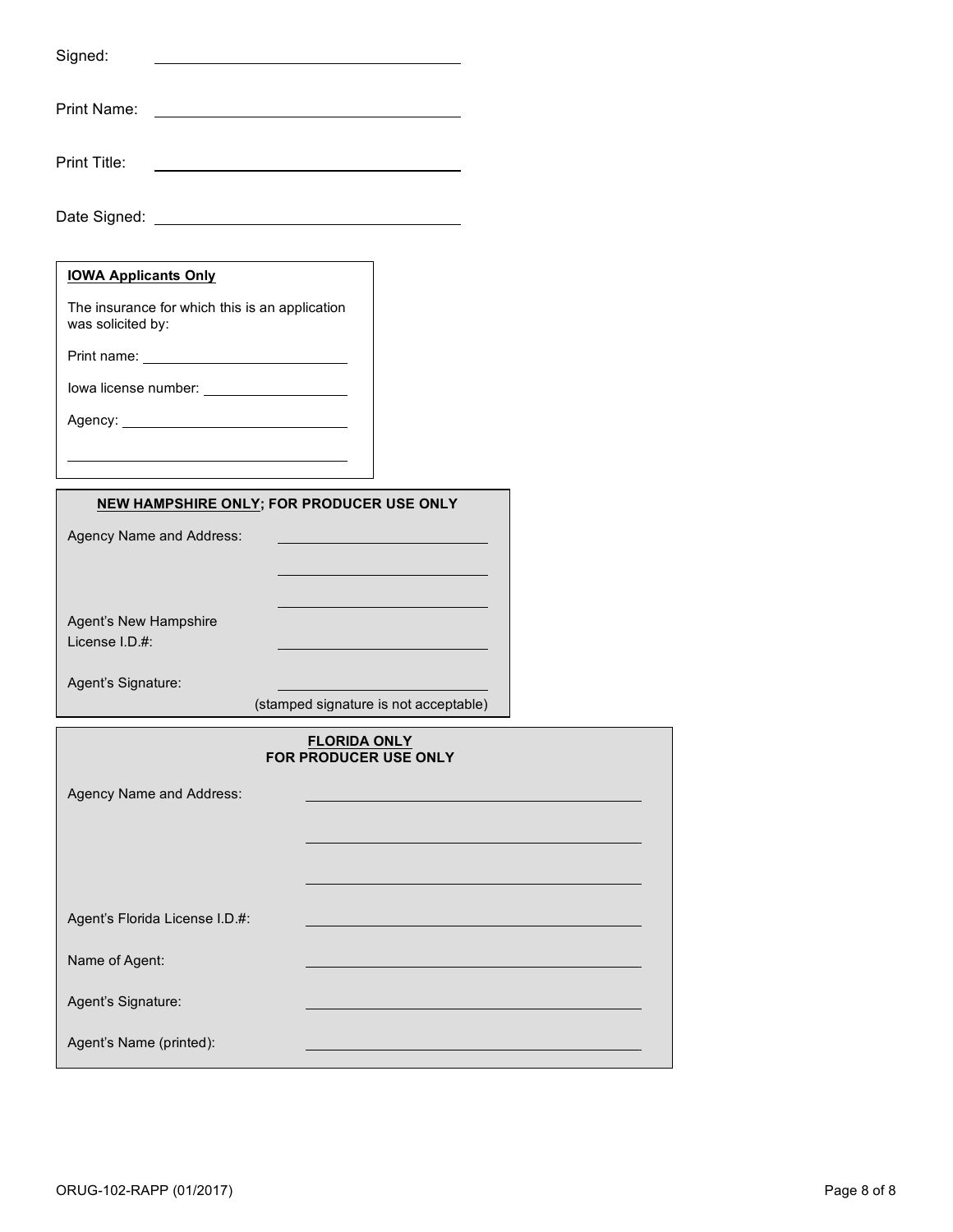Signed: ______________________________

Print Name: ______________________________

Print Title: ______________________________

Date Signed: ______________________________

**IOWA Applicants Only**

The insurance for which this is an application was solicited by:

Print name: ______________________

Iowa license number: ______________

Agency: ______________________

______________________________

**NEW HAMPSHIRE ONLY; FOR PRODUCER USE ONLY**

Agency Name and Address: ______________________

______________________

______________________

Agent's New Hampshire License I.D.#: ______________________

Agent's Signature: ______________________
(stamped signature is not acceptable)

**FLORIDA ONLY**
**FOR PRODUCER USE ONLY**

Agency Name and Address: ______________________________

______________________________

______________________________

Agent's Florida License I.D.#: ______________________________

Name of Agent: ______________________________

Agent's Signature: ______________________________

Agent's Name (printed): ______________________________

ORUG-102-RAPP (01/2017)